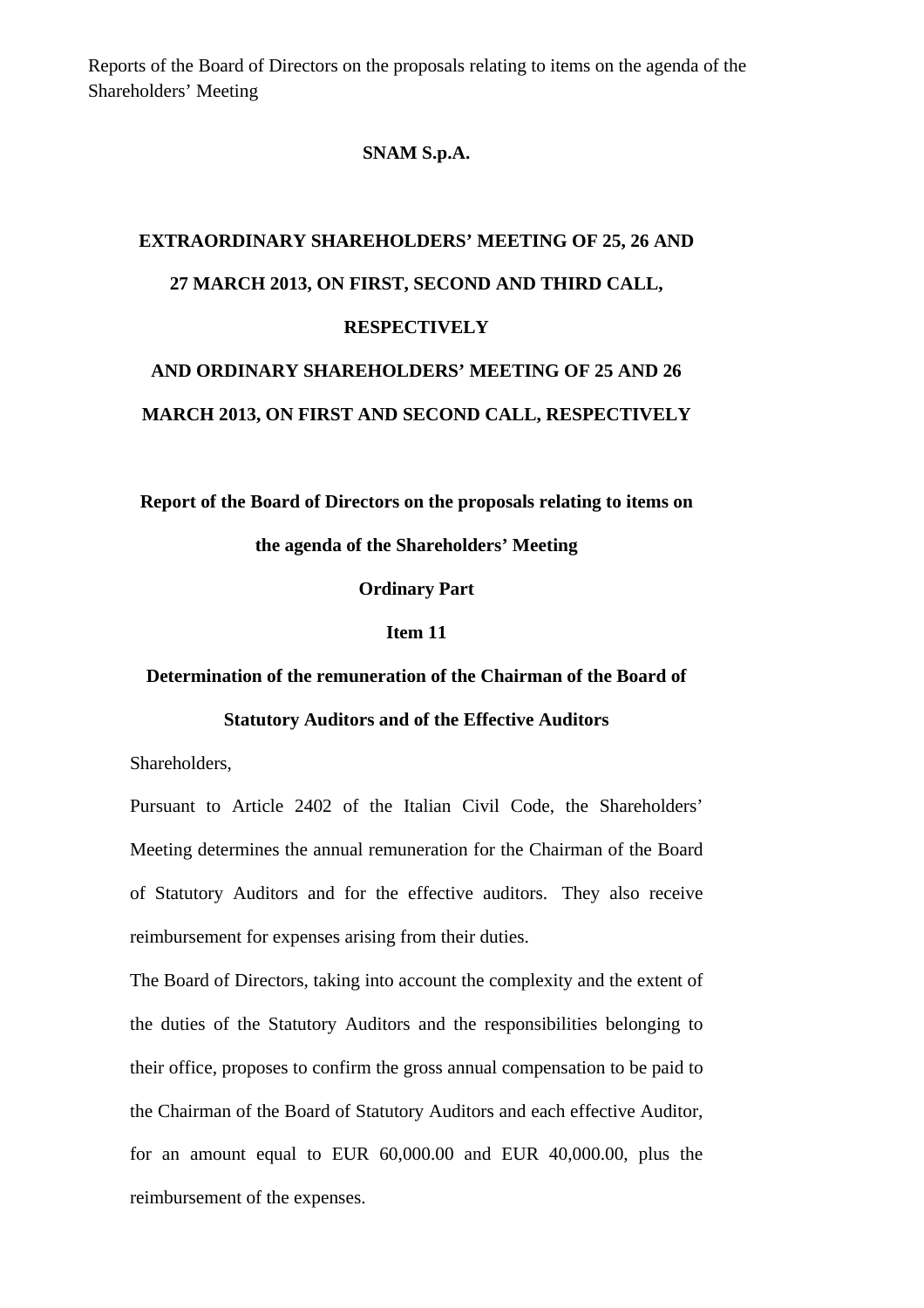Reports of the Board of Directors on the proposals relating to items on the agenda of the Shareholders' Meeting

**SNAM S.p.A.**

**EXTRAORDINARY SHAREHOLDERS' MEETING OF 25, 26 AND 27 MARCH 2013, ON FIRST, SECOND AND THIRD CALL, RESPECTIVELY**

**AND ORDINARY SHAREHOLDERS' MEETING OF 25 AND 26 MARCH 2013, ON FIRST AND SECOND CALL, RESPECTIVELY**

**Report of the Board of Directors on the proposals relating to items on the agenda of the Shareholders' Meeting**

**Ordinary Part**

**Item 11**

**Determination of the remuneration of the Chairman of the Board of Statutory Auditors and of the Effective Auditors**

Shareholders,

Pursuant to Article 2402 of the Italian Civil Code, the Shareholders' Meeting determines the annual remuneration for the Chairman of the Board of Statutory Auditors and for the effective auditors. They also receive reimbursement for expenses arising from their duties.

The Board of Directors, taking into account the complexity and the extent of the duties of the Statutory Auditors and the responsibilities belonging to their office, proposes to confirm the gross annual compensation to be paid to the Chairman of the Board of Statutory Auditors and each effective Auditor, for an amount equal to EUR 60,000.00 and EUR 40,000.00, plus the reimbursement of the expenses.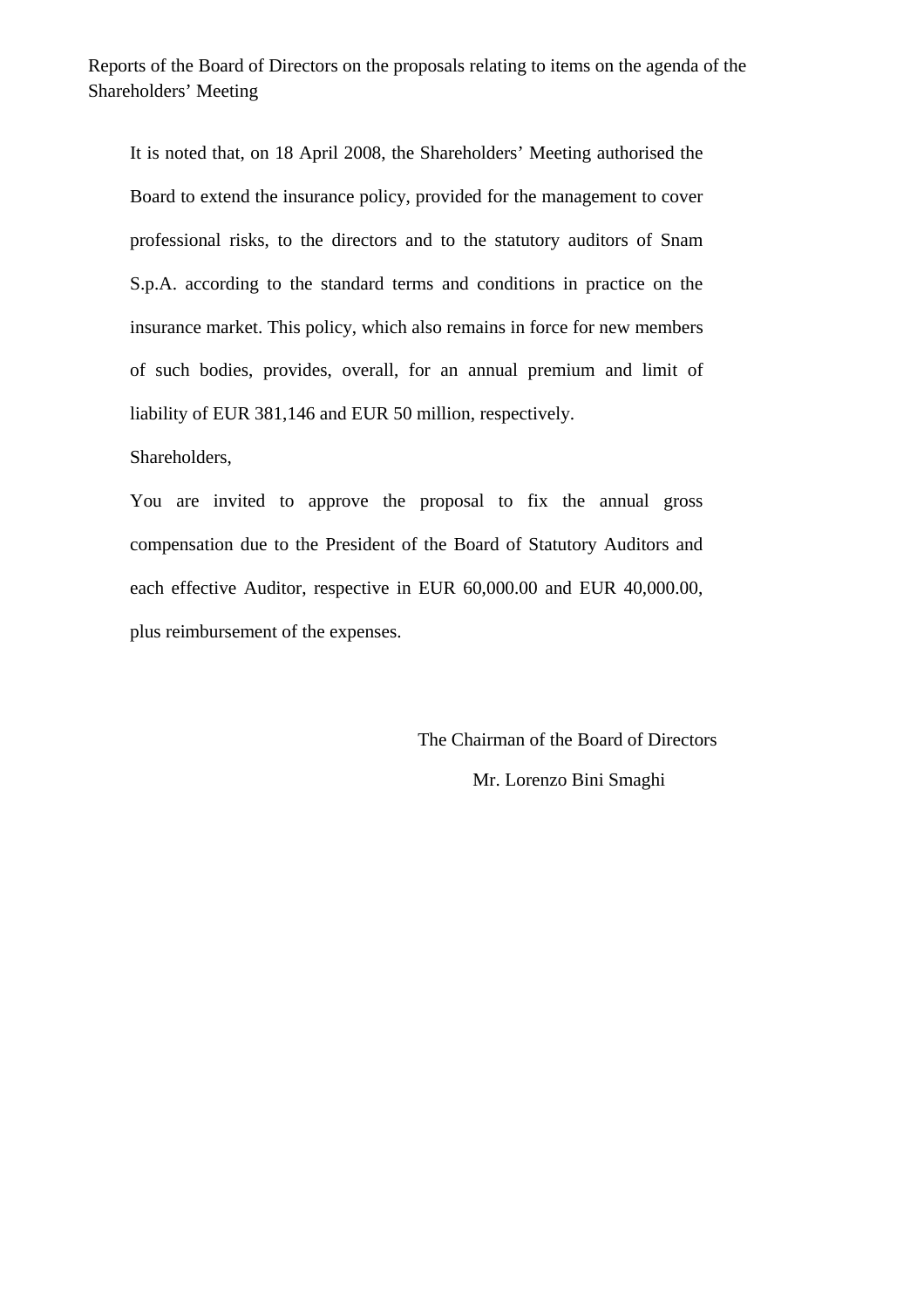It is noted that, on 18 April 2008, the Shareholders' Meeting authorised the Board to extend the insurance policy, provided for the management to cover professional risks, to the directors and to the statutory auditors of Snam S.p.A. according to the standard terms and conditions in practice on the insurance market. This policy, which also remains in force for new members of such bodies, provides, overall, for an annual premium and limit of liability of EUR 381,146 and EUR 50 million, respectively.

Shareholders,

You are invited to approve the proposal to fix the annual gross compensation due to the President of the Board of Statutory Auditors and each effective Auditor, respective in EUR 60,000.00 and EUR 40,000.00, plus reimbursement of the expenses.

The Chairman of the Board of Directors

Mr. Lorenzo Bini Smaghi